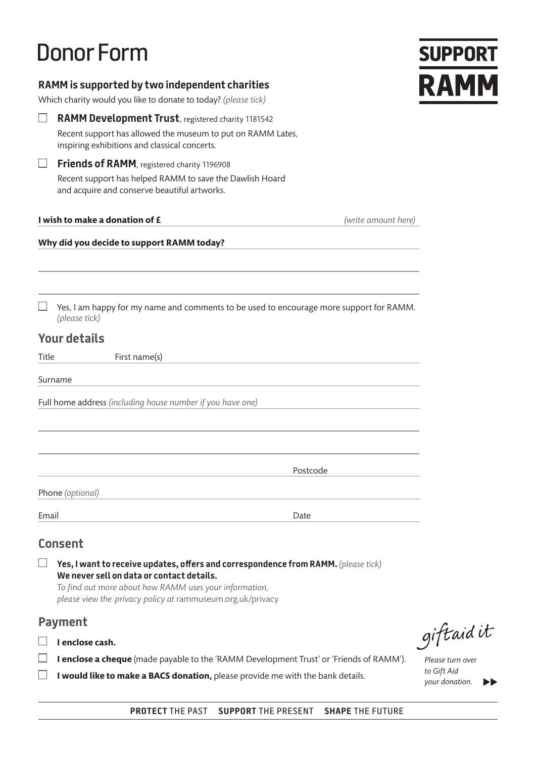# Donor Form

SUPPORT RAMM

### RAMM is supported by two independent charities

Which charity would you like to donate to today? *(please tick)*

☐ **RAMM Development Trust**, registered charity 1181542

Recent support has allowed the museum to put on RAMM Lates, inspiring exhibitions and classical concerts.

☐ **Friends of RAMM**, registered charity 1196908

Recent support has helped RAMM to save the Dawlish Hoard and acquire and conserve beautiful artworks.

**I wish to make a donation of £** \_\_\_\_\_\_\_\_\_\_\_\_ *(write amount here)*

**Why did you decide to support RAMM today?**

☐ Yes, I am happy for my name and comments to be used to encourage more support for RAMM. *(please tick)*

## Your details

Title First name(s)

Surname

Full home address *(including house number if you have one)*

Postcode

Phone *(optional)*

Email Date

## Consent

☐ **Yes, I want to receive updates, offers and correspondence from RAMM.** *(please tick)*
**We never sell on data or contact details.**
*To find out more about how RAMM uses your information, please view the privacy policy at* rammuseum.org.uk/privacy

## Payment

☐ **I enclose cash.**

☐ **I enclose a cheque** (made payable to the 'RAMM Development Trust' or 'Friends of RAMM').

☐ **I would like to make a BACS donation,** please provide me with the bank details.

giftaid it

*Please turn over to Gift Aid your donation.* ▶▶

**PROTECT** THE PAST **SUPPORT** THE PRESENT **SHAPE** THE FUTURE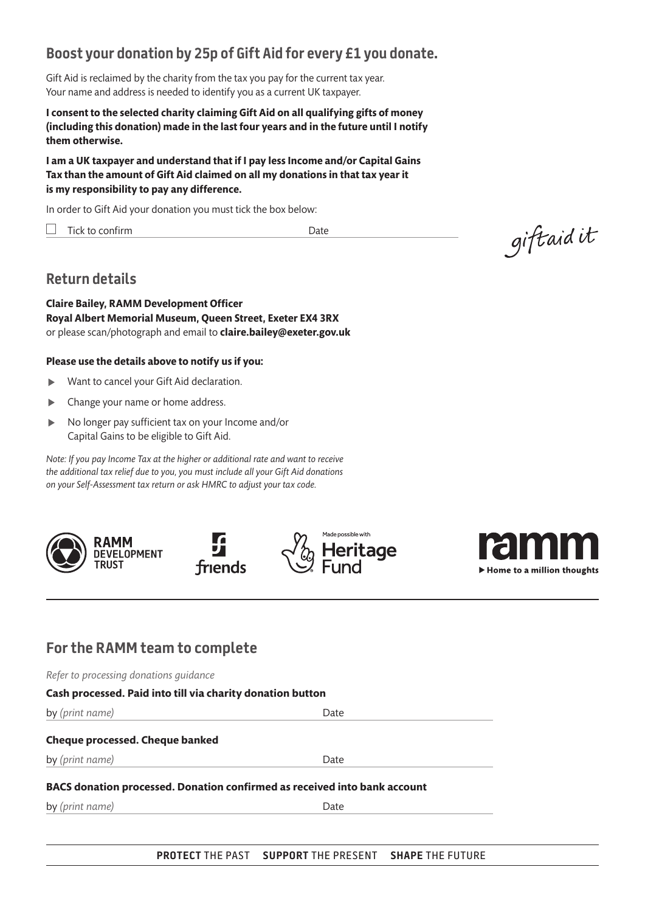## Boost your donation by 25p of Gift Aid for every £1 you donate.

Gift Aid is reclaimed by the charity from the tax you pay for the current tax year. Your name and address is needed to identify you as a current UK taxpayer.

**I consent to the selected charity claiming Gift Aid on all qualifying gifts of money (including this donation) made in the last four years and in the future until I notify them otherwise.**

**I am a UK taxpayer and understand that if I pay less Income and/or Capital Gains Tax than the amount of Gift Aid claimed on all my donations in that tax year it is my responsibility to pay any difference.**

In order to Gift Aid your donation you must tick the box below:

☐ Tick to confirm ____________________ Date ____________________

giftaid it

## Return details

**Claire Bailey, RAMM Development Officer**
**Royal Albert Memorial Museum, Queen Street, Exeter EX4 3RX**
or please scan/photograph and email to **claire.bailey@exeter.gov.uk**

**Please use the details above to notify us if you:**

- Want to cancel your Gift Aid declaration.
- Change your name or home address.
- No longer pay sufficient tax on your Income and/or Capital Gains to be eligible to Gift Aid.

*Note: If you pay Income Tax at the higher or additional rate and want to receive the additional tax relief due to you, you must include all your Gift Aid donations on your Self-Assessment tax return or ask HMRC to adjust your tax code.*

RAMM DEVELOPMENT TRUST

friends

Made possible with Heritage Fund

ramm ▶ Home to a million thoughts

## For the RAMM team to complete

*Refer to processing donations guidance*

**Cash processed. Paid into till via charity donation button**

by *(print name)* ____________________ Date ____________________

**Cheque processed. Cheque banked**

by *(print name)* ____________________ Date ____________________

**BACS donation processed. Donation confirmed as received into bank account**

by *(print name)* ____________________ Date ____________________

**PROTECT** THE PAST **SUPPORT** THE PRESENT **SHAPE** THE FUTURE